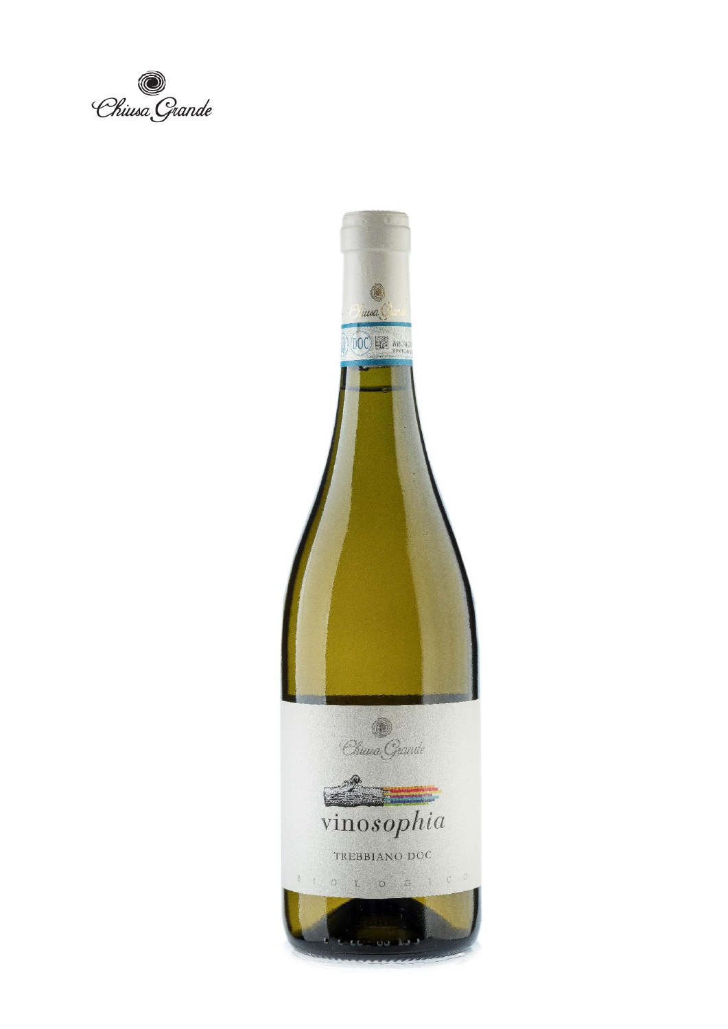Chiusa Grande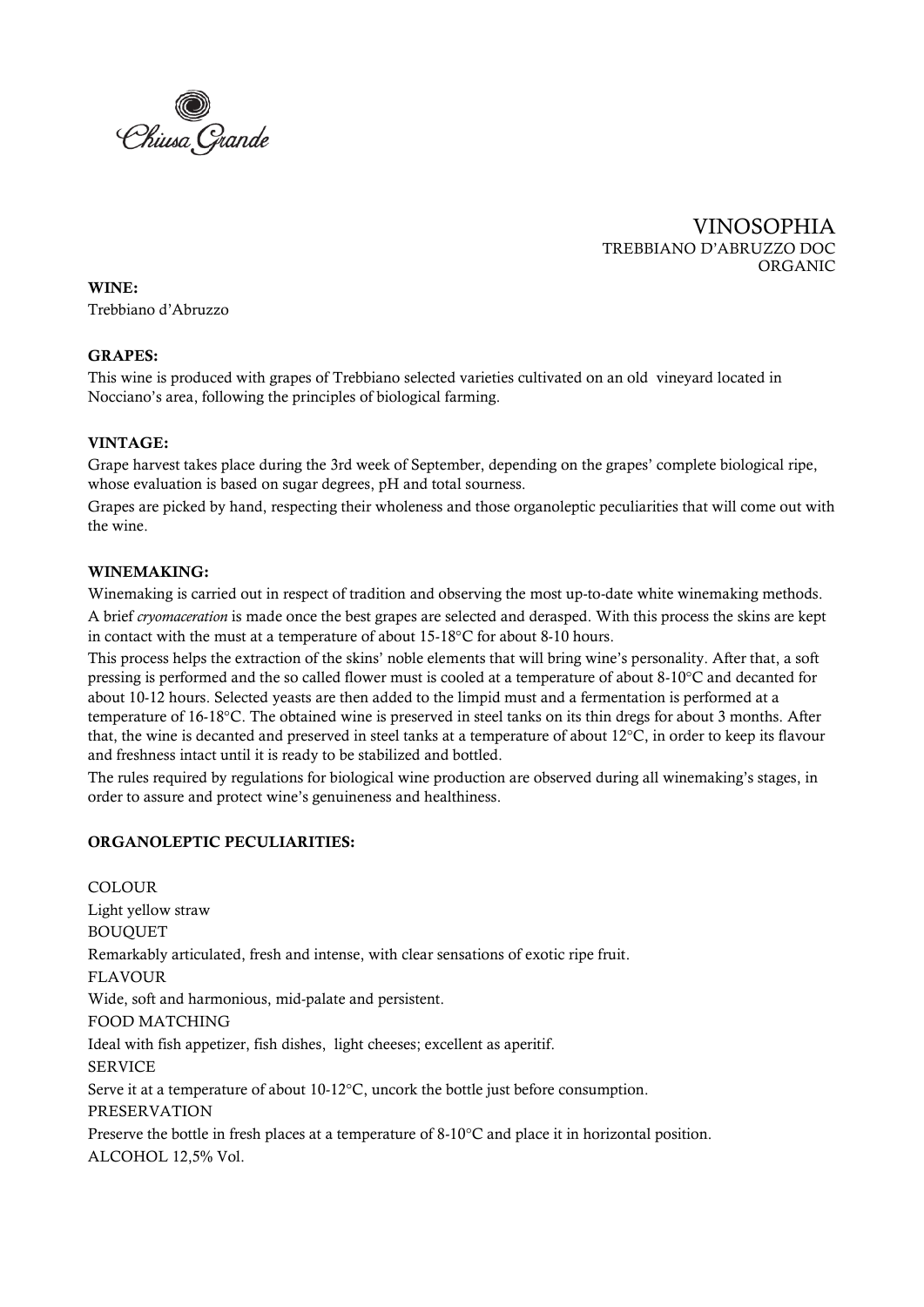Chiusa Grande

# VINOSOPHIA

TREBBIANO D'ABRUZZO DOC
ORGANIC

**WINE:**
Trebbiano d'Abruzzo

**GRAPES:**
This wine is produced with grapes of Trebbiano selected varieties cultivated on an old vineyard located in Nocciano's area, following the principles of biological farming.

**VINTAGE:**
Grape harvest takes place during the 3rd week of September, depending on the grapes' complete biological ripe, whose evaluation is based on sugar degrees, pH and total sourness.

Grapes are picked by hand, respecting their wholeness and those organoleptic peculiarities that will come out with the wine.

**WINEMAKING:**
Winemaking is carried out in respect of tradition and observing the most up-to-date white winemaking methods.

A brief *cryomaceration* is made once the best grapes are selected and derasped. With this process the skins are kept in contact with the must at a temperature of about 15-18°C for about 8-10 hours.

This process helps the extraction of the skins' noble elements that will bring wine's personality. After that, a soft pressing is performed and the so called flower must is cooled at a temperature of about 8-10°C and decanted for about 10-12 hours. Selected yeasts are then added to the limpid must and a fermentation is performed at a temperature of 16-18°C. The obtained wine is preserved in steel tanks on its thin dregs for about 3 months. After that, the wine is decanted and preserved in steel tanks at a temperature of about 12°C, in order to keep its flavour and freshness intact until it is ready to be stabilized and bottled.

The rules required by regulations for biological wine production are observed during all winemaking's stages, in order to assure and protect wine's genuineness and healthiness.

**ORGANOLEPTIC PECULIARITIES:**

COLOUR
Light yellow straw

BOUQUET
Remarkably articulated, fresh and intense, with clear sensations of exotic ripe fruit.

FLAVOUR
Wide, soft and harmonious, mid-palate and persistent.

FOOD MATCHING
Ideal with fish appetizer, fish dishes, light cheeses; excellent as aperitif.

SERVICE
Serve it at a temperature of about 10-12°C, uncork the bottle just before consumption.

PRESERVATION
Preserve the bottle in fresh places at a temperature of 8-10°C and place it in horizontal position.

ALCOHOL 12,5% Vol.